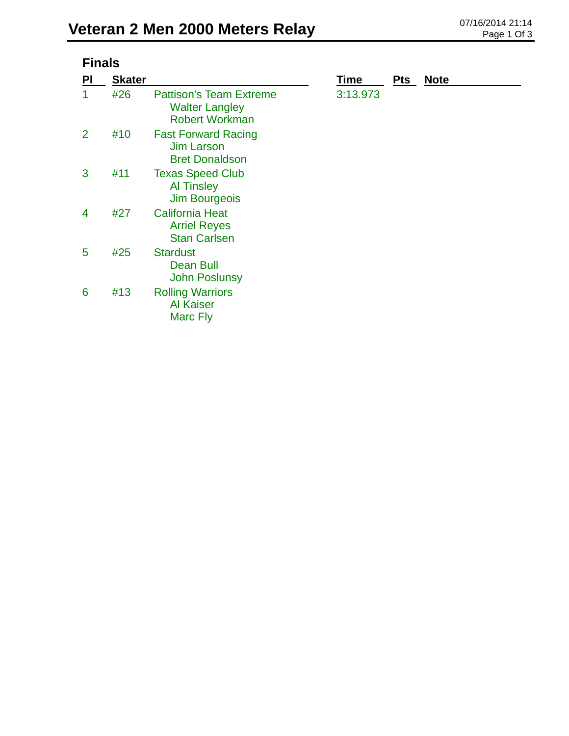# Veteran 2 Men 2000 Meters Relay

## Finals

| Pl | Skater | | Time | Pts | Note |
|---|---|---|---|---|---|
| 1 | #26 | Pattison's Team Extreme<br>Walter Langley<br>Robert Workman | 3:13.973 | | |
| 2 | #10 | Fast Forward Racing<br>Jim Larson<br>Bret Donaldson | | | |
| 3 | #11 | Texas Speed Club<br>Al Tinsley<br>Jim Bourgeois | | | |
| 4 | #27 | California Heat<br>Arriel Reyes<br>Stan Carlsen | | | |
| 5 | #25 | Stardust<br>Dean Bull<br>John Poslunsy | | | |
| 6 | #13 | Rolling Warriors<br>Al Kaiser<br>Marc Fly | | | |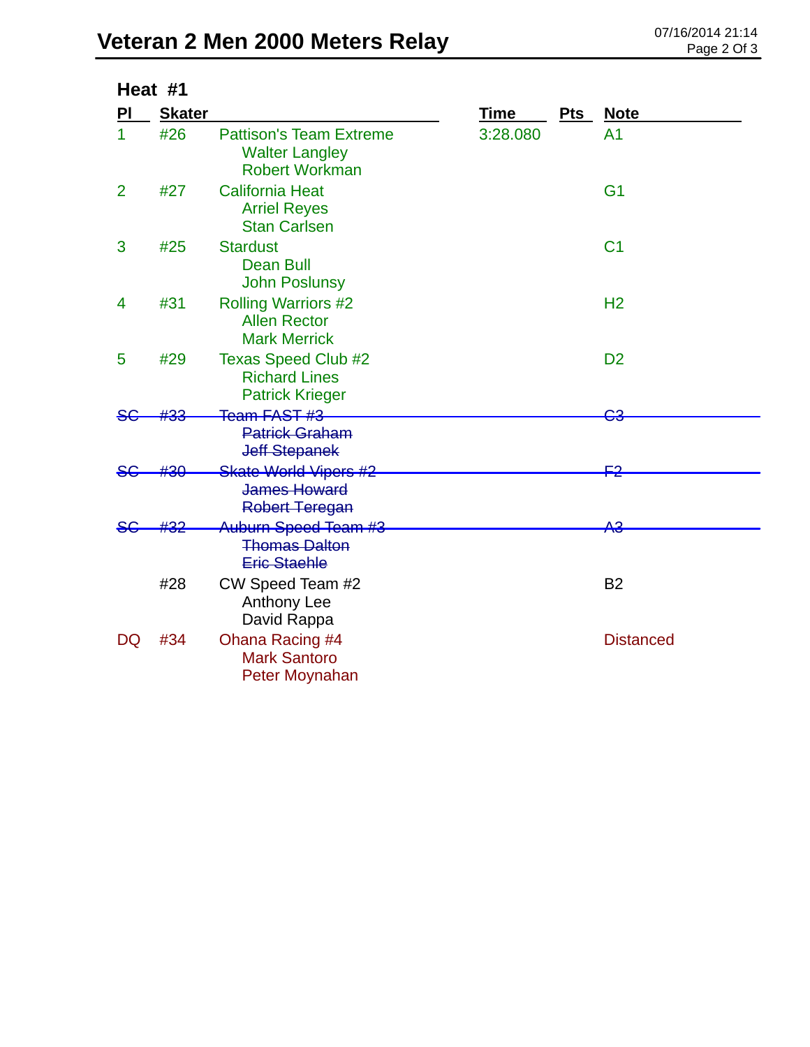# Veteran 2 Men 2000 Meters Relay

07/16/2014 21:14

## Heat #1

| Pl | Skater | | Time | Pts | Note |
|---|---|---|---|---|---|
| 1 | #26 | Pattison's Team Extreme<br>Walter Langley<br>Robert Workman | 3:28.080 | | A1 |
| 2 | #27 | California Heat<br>Arriel Reyes<br>Stan Carlsen | | | G1 |
| 3 | #25 | Stardust<br>Dean Bull<br>John Poslunsy | | | C1 |
| 4 | #31 | Rolling Warriors #2<br>Allen Rector<br>Mark Merrick | | | H2 |
| 5 | #29 | Texas Speed Club #2<br>Richard Lines<br>Patrick Krieger | | | D2 |
| ~~SC~~ | ~~#33~~ | ~~Team FAST #3~~<br>~~Patrick Graham~~<br>~~Jeff Stepanek~~ | | | ~~C3~~ |
| ~~SC~~ | ~~#30~~ | ~~Skate World Vipers #2~~<br>~~James Howard~~<br>~~Robert Teregan~~ | | | ~~F2~~ |
| ~~SC~~ | ~~#32~~ | ~~Auburn Speed Team #3~~<br>~~Thomas Dalton~~<br>~~Eric Staehle~~ | | | ~~A3~~ |
| | #28 | CW Speed Team #2<br>Anthony Lee<br>David Rappa | | | B2 |
| DQ | #34 | Ohana Racing #4<br>Mark Santoro<br>Peter Moynahan | | | Distanced |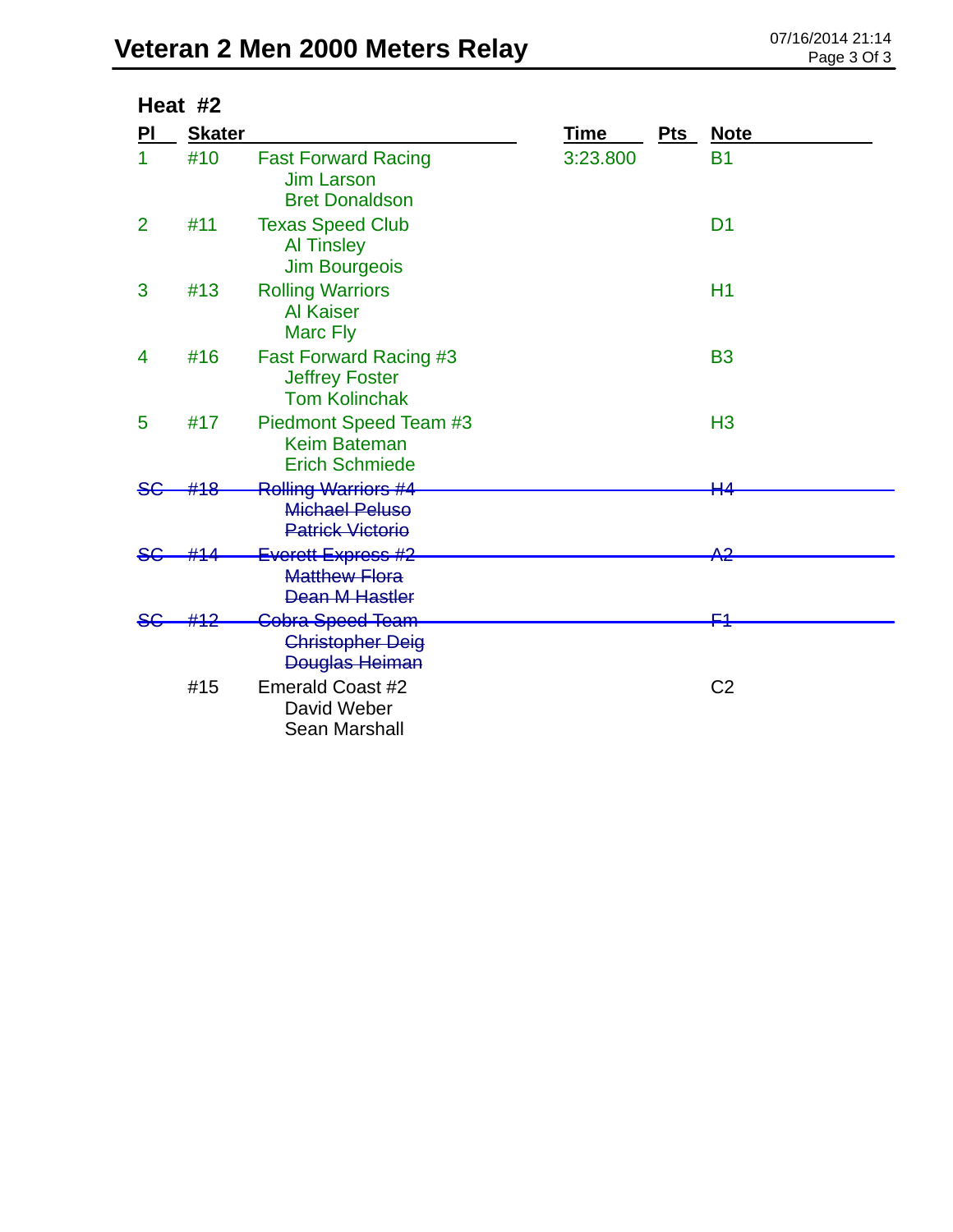# Veteran 2 Men 2000 Meters Relay

## Heat #2

| Pl | Skater | | Time | Pts | Note |
|---|---|---|---|---|---|
| 1 | #10 | Fast Forward Racing<br>Jim Larson<br>Bret Donaldson | 3:23.800 | | B1 |
| 2 | #11 | Texas Speed Club<br>Al Tinsley<br>Jim Bourgeois | | | D1 |
| 3 | #13 | Rolling Warriors<br>Al Kaiser<br>Marc Fly | | | H1 |
| 4 | #16 | Fast Forward Racing #3<br>Jeffrey Foster<br>Tom Kolinchak | | | B3 |
| 5 | #17 | Piedmont Speed Team #3<br>Keim Bateman<br>Erich Schmiede | | | H3 |
| ~~SC~~ | ~~#18~~ | ~~Rolling Warriors #4~~<br>~~Michael Peluso~~<br>~~Patrick Victorio~~ | | | ~~H4~~ |
| ~~SC~~ | ~~#14~~ | ~~Everett Express #2~~<br>~~Matthew Flora~~<br>~~Dean M Hastler~~ | | | ~~A2~~ |
| ~~SC~~ | ~~#12~~ | ~~Cobra Speed Team~~<br>~~Christopher Deig~~<br>~~Douglas Heiman~~ | | | ~~F1~~ |
| | #15 | Emerald Coast #2<br>David Weber<br>Sean Marshall | | | C2 |